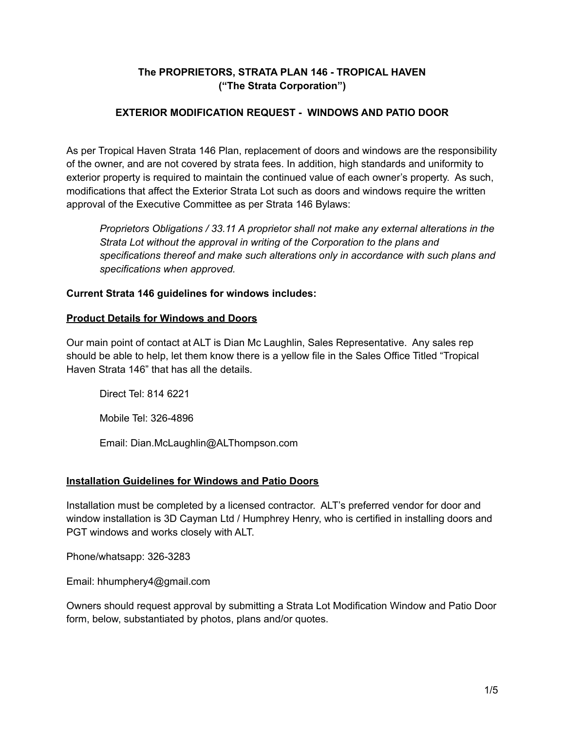**The PROPRIETORS, STRATA PLAN 146 - TROPICAL HAVEN**
**("The Strata Corporation")**

**EXTERIOR MODIFICATION REQUEST - WINDOWS AND PATIO DOOR**

As per Tropical Haven Strata 146 Plan, replacement of doors and windows are the responsibility of the owner, and are not covered by strata fees. In addition, high standards and uniformity to exterior property is required to maintain the continued value of each owner's property. As such, modifications that affect the Exterior Strata Lot such as doors and windows require the written approval of the Executive Committee as per Strata 146 Bylaws:

> *Proprietors Obligations / 33.11 A proprietor shall not make any external alterations in the Strata Lot without the approval in writing of the Corporation to the plans and specifications thereof and make such alterations only in accordance with such plans and specifications when approved.*

**Current Strata 146 guidelines for windows includes:**

**<u>Product Details for Windows and Doors</u>**

Our main point of contact at ALT is Dian Mc Laughlin, Sales Representative. Any sales rep should be able to help, let them know there is a yellow file in the Sales Office Titled "Tropical Haven Strata 146" that has all the details.

> Direct Tel: 814 6221
>
> Mobile Tel: 326-4896
>
> Email: Dian.McLaughlin@ALThompson.com

**<u>Installation Guidelines for Windows and Patio Doors</u>**

Installation must be completed by a licensed contractor. ALT's preferred vendor for door and window installation is 3D Cayman Ltd / Humphrey Henry, who is certified in installing doors and PGT windows and works closely with ALT.

Phone/whatsapp: 326-3283

Email: hhumphery4@gmail.com

Owners should request approval by submitting a Strata Lot Modification Window and Patio Door form, below, substantiated by photos, plans and/or quotes.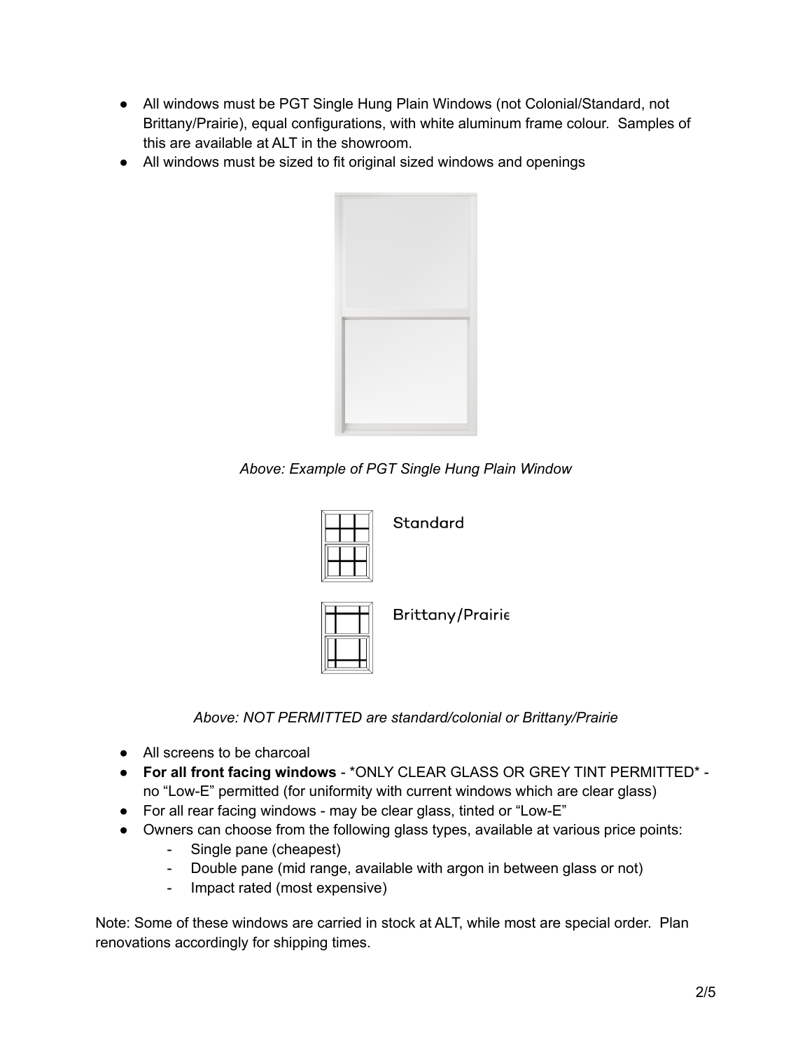- All windows must be PGT Single Hung Plain Windows (not Colonial/Standard, not Brittany/Prairie), equal configurations, with white aluminum frame colour. Samples of this are available at ALT in the showroom.
- All windows must be sized to fit original sized windows and openings

*Above: Example of PGT Single Hung Plain Window*

Standard

Brittany/Prairie

*Above: NOT PERMITTED are standard/colonial or Brittany/Prairie*

- All screens to be charcoal
- **For all front facing windows** - *ONLY CLEAR GLASS OR GREY TINT PERMITTED* - no "Low-E" permitted (for uniformity with current windows which are clear glass)
- For all rear facing windows - may be clear glass, tinted or "Low-E"
- Owners can choose from the following glass types, available at various price points:
  - Single pane (cheapest)
  - Double pane (mid range, available with argon in between glass or not)
  - Impact rated (most expensive)

Note: Some of these windows are carried in stock at ALT, while most are special order. Plan renovations accordingly for shipping times.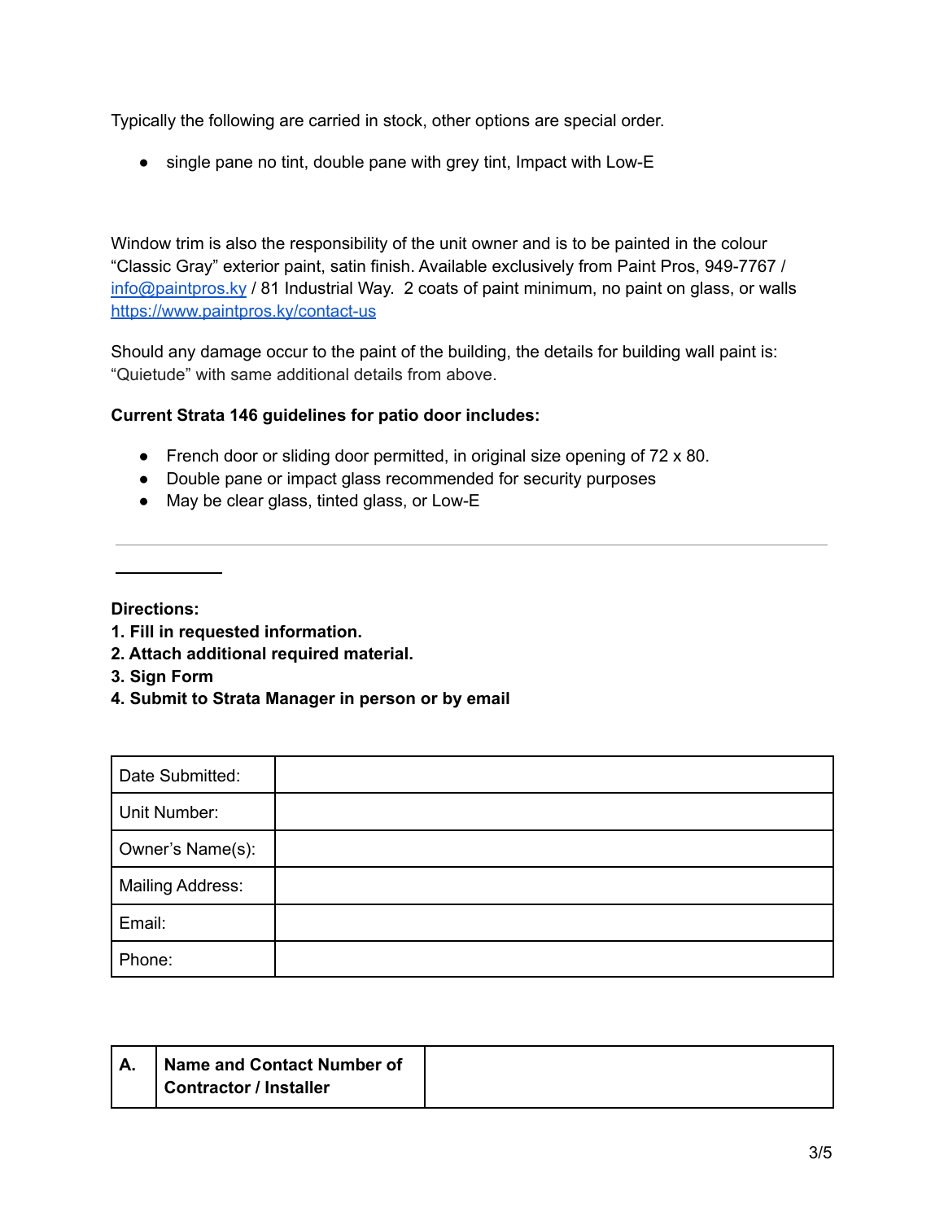Typically the following are carried in stock, other options are special order.

- single pane no tint, double pane with grey tint, Impact with Low-E

Window trim is also the responsibility of the unit owner and is to be painted in the colour "Classic Gray" exterior paint, satin finish. Available exclusively from Paint Pros, 949-7767 / info@paintpros.ky / 81 Industrial Way. 2 coats of paint minimum, no paint on glass, or walls https://www.paintpros.ky/contact-us

Should any damage occur to the paint of the building, the details for building wall paint is: "Quietude" with same additional details from above.

**Current Strata 146 guidelines for patio door includes:**

- French door or sliding door permitted, in original size opening of 72 x 80.
- Double pane or impact glass recommended for security purposes
- May be clear glass, tinted glass, or Low-E

---

**Directions:**
**1. Fill in requested information.**
**2. Attach additional required material.**
**3. Sign Form**
**4. Submit to Strata Manager in person or by email**

| | |
|---|---|
| Date Submitted: | |
| Unit Number: | |
| Owner's Name(s): | |
| Mailing Address: | |
| Email: | |
| Phone: | |

| | | |
|---|---|---|
| **A.** | **Name and Contact Number of Contractor / Installer** | |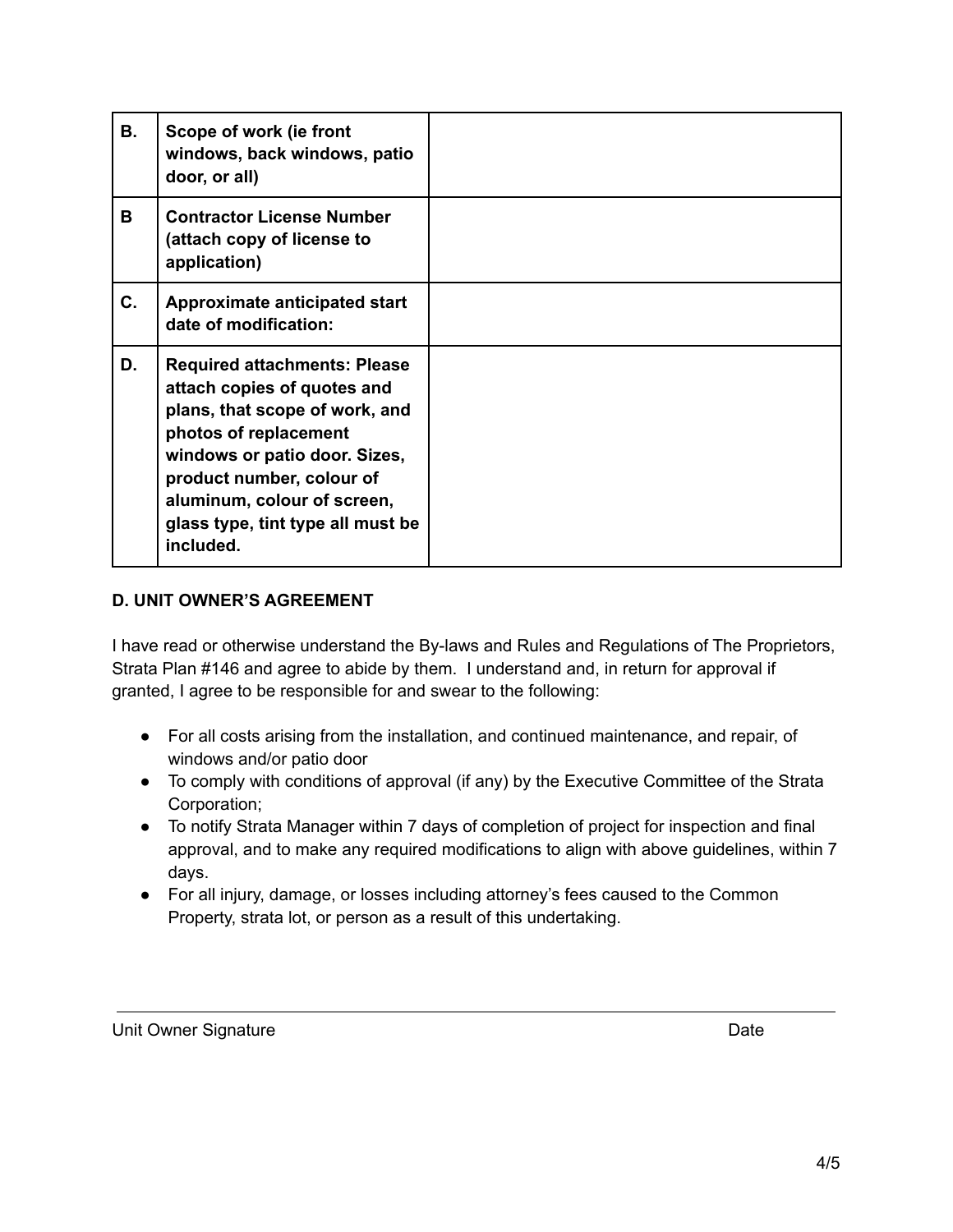| B. | Scope of work (ie front windows, back windows, patio door, or all) | |
|---|---|---|
| B | Contractor License Number (attach copy of license to application) | |
| C. | Approximate anticipated start date of modification: | |
| D. | Required attachments: Please attach copies of quotes and plans, that scope of work, and photos of replacement windows or patio door. Sizes, product number, colour of aluminum, colour of screen, glass type, tint type all must be included. | |

**D. UNIT OWNER'S AGREEMENT**

I have read or otherwise understand the By-laws and Rules and Regulations of The Proprietors, Strata Plan #146 and agree to abide by them. I understand and, in return for approval if granted, I agree to be responsible for and swear to the following:

- For all costs arising from the installation, and continued maintenance, and repair, of windows and/or patio door
- To comply with conditions of approval (if any) by the Executive Committee of the Strata Corporation;
- To notify Strata Manager within 7 days of completion of project for inspection and final approval, and to make any required modifications to align with above guidelines, within 7 days.
- For all injury, damage, or losses including attorney's fees caused to the Common Property, strata lot, or person as a result of this undertaking.

Unit Owner Signature                                                                 Date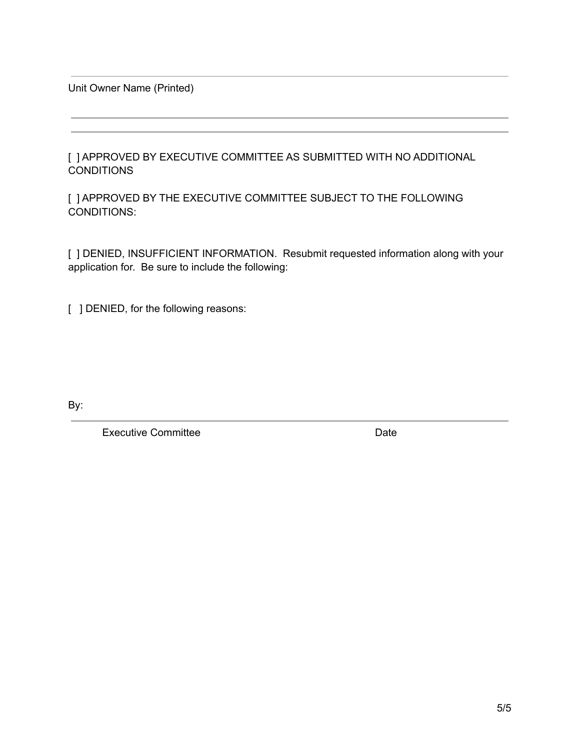---

Unit Owner Name (Printed)

---

---

[ ] APPROVED BY EXECUTIVE COMMITTEE AS SUBMITTED WITH NO ADDITIONAL CONDITIONS

[ ] APPROVED BY THE EXECUTIVE COMMITTEE SUBJECT TO THE FOLLOWING CONDITIONS:

[ ] DENIED, INSUFFICIENT INFORMATION. Resubmit requested information along with your application for. Be sure to include the following:

[ ] DENIED, for the following reasons:

By:

---

Executive Committee　　　　　　　　　　　　Date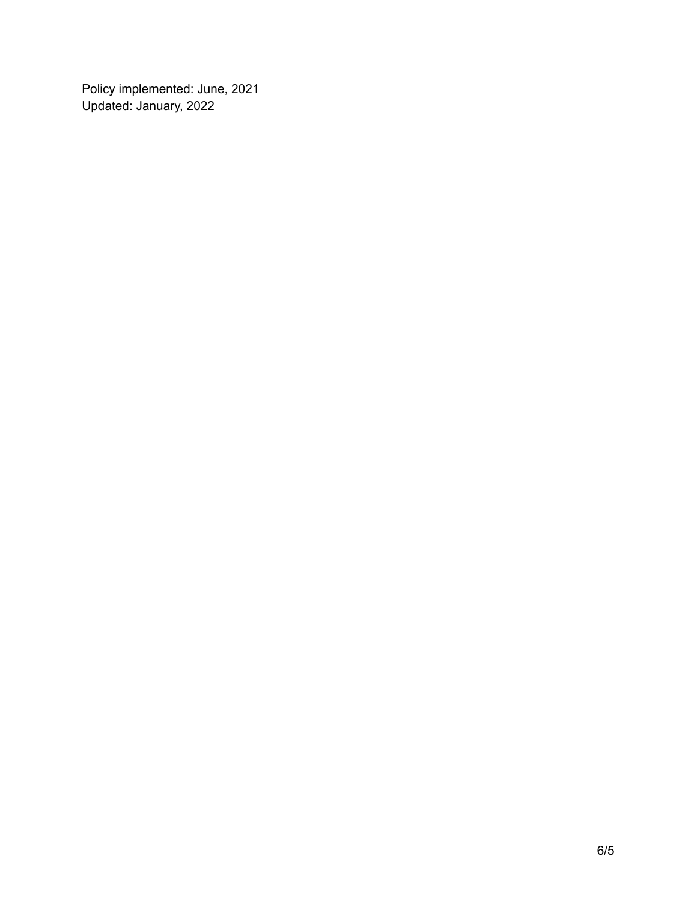Policy implemented: June, 2021
Updated: January, 2022